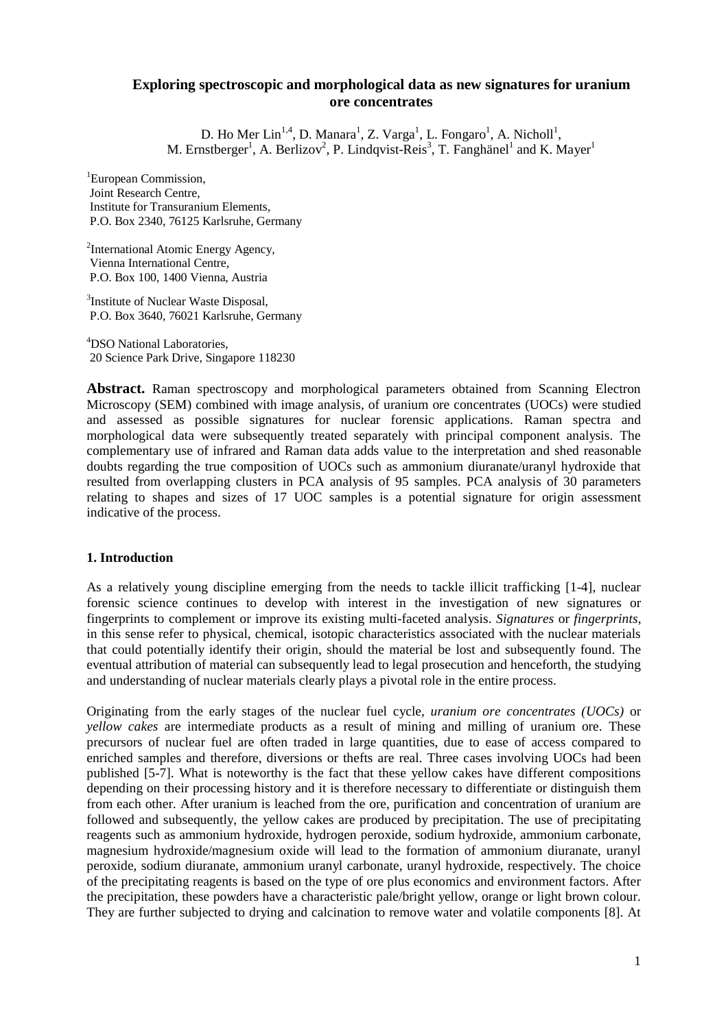# Exploring spectroscopic and morphological data as new signatures for uranium ore concentrates

D. Ho Mer Lin[1,4], D. Manara[1], Z. Varga[1], L. Fongaro[1], A. Nicholl[1], M. Ernstberger[1], A. Berlizov[2], P. Lindqvist-Reis[3], T. Fanghänel[1] and K. Mayer[1]

[1]European Commission,
Joint Research Centre,
Institute for Transuranium Elements,
P.O. Box 2340, 76125 Karlsruhe, Germany

[2]International Atomic Energy Agency,
Vienna International Centre,
P.O. Box 100, 1400 Vienna, Austria

[3]Institute of Nuclear Waste Disposal,
P.O. Box 3640, 76021 Karlsruhe, Germany

[4]DSO National Laboratories,
20 Science Park Drive, Singapore 118230

**Abstract.** Raman spectroscopy and morphological parameters obtained from Scanning Electron Microscopy (SEM) combined with image analysis, of uranium ore concentrates (UOCs) were studied and assessed as possible signatures for nuclear forensic applications. Raman spectra and morphological data were subsequently treated separately with principal component analysis. The complementary use of infrared and Raman data adds value to the interpretation and shed reasonable doubts regarding the true composition of UOCs such as ammonium diuranate/uranyl hydroxide that resulted from overlapping clusters in PCA analysis of 95 samples. PCA analysis of 30 parameters relating to shapes and sizes of 17 UOC samples is a potential signature for origin assessment indicative of the process.

## 1. Introduction

As a relatively young discipline emerging from the needs to tackle illicit trafficking [1-4], nuclear forensic science continues to develop with interest in the investigation of new signatures or fingerprints to complement or improve its existing multi-faceted analysis. *Signatures* or *fingerprints*, in this sense refer to physical, chemical, isotopic characteristics associated with the nuclear materials that could potentially identify their origin, should the material be lost and subsequently found. The eventual attribution of material can subsequently lead to legal prosecution and henceforth, the studying and understanding of nuclear materials clearly plays a pivotal role in the entire process.

Originating from the early stages of the nuclear fuel cycle, *uranium ore concentrates (UOCs)* or *yellow cakes* are intermediate products as a result of mining and milling of uranium ore. These precursors of nuclear fuel are often traded in large quantities, due to ease of access compared to enriched samples and therefore, diversions or thefts are real. Three cases involving UOCs had been published [5-7]. What is noteworthy is the fact that these yellow cakes have different compositions depending on their processing history and it is therefore necessary to differentiate or distinguish them from each other. After uranium is leached from the ore, purification and concentration of uranium are followed and subsequently, the yellow cakes are produced by precipitation. The use of precipitating reagents such as ammonium hydroxide, hydrogen peroxide, sodium hydroxide, ammonium carbonate, magnesium hydroxide/magnesium oxide will lead to the formation of ammonium diuranate, uranyl peroxide, sodium diuranate, ammonium uranyl carbonate, uranyl hydroxide, respectively. The choice of the precipitating reagents is based on the type of ore plus economics and environment factors. After the precipitation, these powders have a characteristic pale/bright yellow, orange or light brown colour. They are further subjected to drying and calcination to remove water and volatile components [8]. At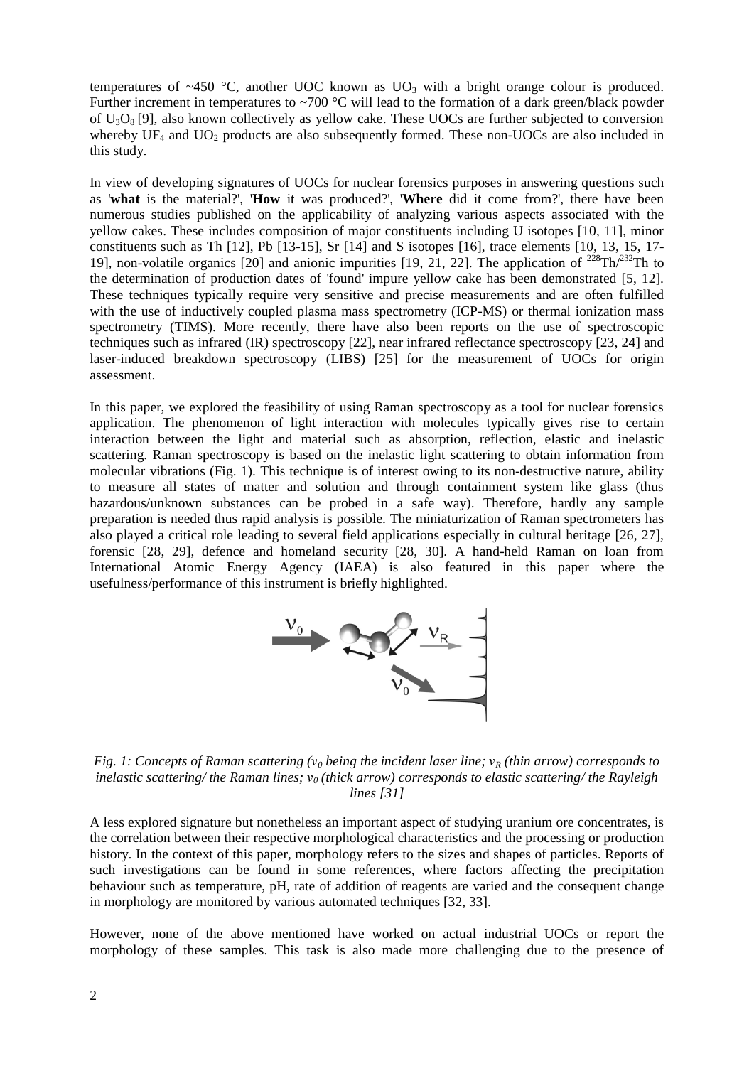temperatures of ~450 °C, another UOC known as $UO_3$ with a bright orange colour is produced. Further increment in temperatures to ~700 °C will lead to the formation of a dark green/black powder of $U_3O_8$ [9], also known collectively as yellow cake. These UOCs are further subjected to conversion whereby $UF_4$ and $UO_2$ products are also subsequently formed. These non-UOCs are also included in this study.

In view of developing signatures of UOCs for nuclear forensics purposes in answering questions such as '**what** is the material?', '**How** it was produced?', '**Where** did it come from?', there have been numerous studies published on the applicability of analyzing various aspects associated with the yellow cakes. These includes composition of major constituents including U isotopes [10, 11], minor constituents such as Th [12], Pb [13-15], Sr [14] and S isotopes [16], trace elements [10, 13, 15, 17-19], non-volatile organics [20] and anionic impurities [19, 21, 22]. The application of $^{228}Th/^{232}Th$ to the determination of production dates of 'found' impure yellow cake has been demonstrated [5, 12]. These techniques typically require very sensitive and precise measurements and are often fulfilled with the use of inductively coupled plasma mass spectrometry (ICP-MS) or thermal ionization mass spectrometry (TIMS). More recently, there have also been reports on the use of spectroscopic techniques such as infrared (IR) spectroscopy [22], near infrared reflectance spectroscopy [23, 24] and laser-induced breakdown spectroscopy (LIBS) [25] for the measurement of UOCs for origin assessment.

In this paper, we explored the feasibility of using Raman spectroscopy as a tool for nuclear forensics application. The phenomenon of light interaction with molecules typically gives rise to certain interaction between the light and material such as absorption, reflection, elastic and inelastic scattering. Raman spectroscopy is based on the inelastic light scattering to obtain information from molecular vibrations (Fig. 1). This technique is of interest owing to its non-destructive nature, ability to measure all states of matter and solution and through containment system like glass (thus hazardous/unknown substances can be probed in a safe way). Therefore, hardly any sample preparation is needed thus rapid analysis is possible. The miniaturization of Raman spectrometers has also played a critical role leading to several field applications especially in cultural heritage [26, 27], forensic [28, 29], defence and homeland security [28, 30]. A hand-held Raman on loan from International Atomic Energy Agency (IAEA) is also featured in this paper where the usefulness/performance of this instrument is briefly highlighted.

*Fig. 1: Concepts of Raman scattering ($v_0$ being the incident laser line; $v_R$ (thin arrow) corresponds to inelastic scattering/ the Raman lines; $v_0$ (thick arrow) corresponds to elastic scattering/ the Rayleigh lines [31]*

A less explored signature but nonetheless an important aspect of studying uranium ore concentrates, is the correlation between their respective morphological characteristics and the processing or production history. In the context of this paper, morphology refers to the sizes and shapes of particles. Reports of such investigations can be found in some references, where factors affecting the precipitation behaviour such as temperature, pH, rate of addition of reagents are varied and the consequent change in morphology are monitored by various automated techniques [32, 33].

However, none of the above mentioned have worked on actual industrial UOCs or report the morphology of these samples. This task is also made more challenging due to the presence of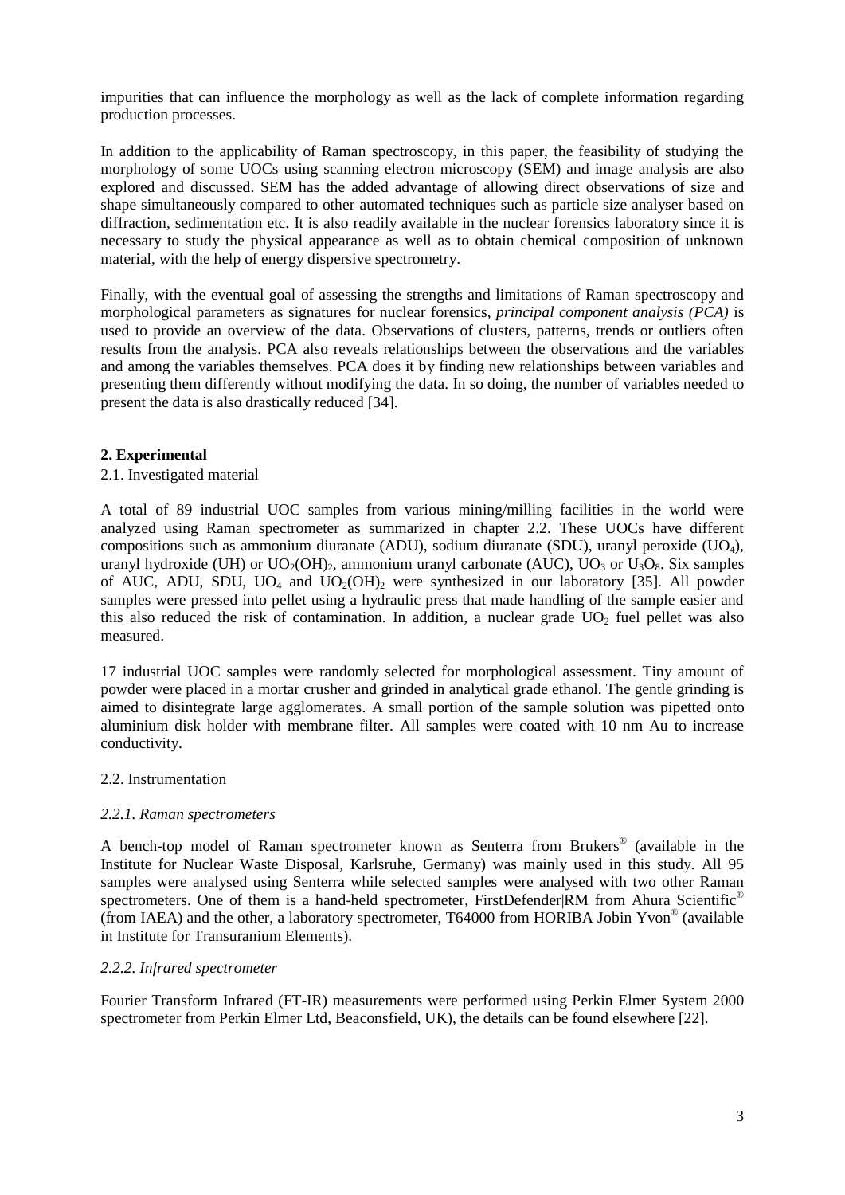impurities that can influence the morphology as well as the lack of complete information regarding production processes.

In addition to the applicability of Raman spectroscopy, in this paper, the feasibility of studying the morphology of some UOCs using scanning electron microscopy (SEM) and image analysis are also explored and discussed. SEM has the added advantage of allowing direct observations of size and shape simultaneously compared to other automated techniques such as particle size analyser based on diffraction, sedimentation etc. It is also readily available in the nuclear forensics laboratory since it is necessary to study the physical appearance as well as to obtain chemical composition of unknown material, with the help of energy dispersive spectrometry.

Finally, with the eventual goal of assessing the strengths and limitations of Raman spectroscopy and morphological parameters as signatures for nuclear forensics, *principal component analysis (PCA)* is used to provide an overview of the data. Observations of clusters, patterns, trends or outliers often results from the analysis. PCA also reveals relationships between the observations and the variables and among the variables themselves. PCA does it by finding new relationships between variables and presenting them differently without modifying the data. In so doing, the number of variables needed to present the data is also drastically reduced [34].

## 2. Experimental

### 2.1. Investigated material

A total of 89 industrial UOC samples from various mining/milling facilities in the world were analyzed using Raman spectrometer as summarized in chapter 2.2. These UOCs have different compositions such as ammonium diuranate (ADU), sodium diuranate (SDU), uranyl peroxide ($UO_4$), uranyl hydroxide (UH) or $UO_2(OH)_2$, ammonium uranyl carbonate (AUC), $UO_3$ or $U_3O_8$. Six samples of AUC, ADU, SDU, $UO_4$ and $UO_2(OH)_2$ were synthesized in our laboratory [35]. All powder samples were pressed into pellet using a hydraulic press that made handling of the sample easier and this also reduced the risk of contamination. In addition, a nuclear grade $UO_2$ fuel pellet was also measured.

17 industrial UOC samples were randomly selected for morphological assessment. Tiny amount of powder were placed in a mortar crusher and grinded in analytical grade ethanol. The gentle grinding is aimed to disintegrate large agglomerates. A small portion of the sample solution was pipetted onto aluminium disk holder with membrane filter. All samples were coated with 10 nm Au to increase conductivity.

### 2.2. Instrumentation

#### *2.2.1. Raman spectrometers*

A bench-top model of Raman spectrometer known as Senterra from Brukers® (available in the Institute for Nuclear Waste Disposal, Karlsruhe, Germany) was mainly used in this study. All 95 samples were analysed using Senterra while selected samples were analysed with two other Raman spectrometers. One of them is a hand-held spectrometer, FirstDefender|RM from Ahura Scientific® (from IAEA) and the other, a laboratory spectrometer, T64000 from HORIBA Jobin Yvon® (available in Institute for Transuranium Elements).

#### *2.2.2. Infrared spectrometer*

Fourier Transform Infrared (FT-IR) measurements were performed using Perkin Elmer System 2000 spectrometer from Perkin Elmer Ltd, Beaconsfield, UK), the details can be found elsewhere [22].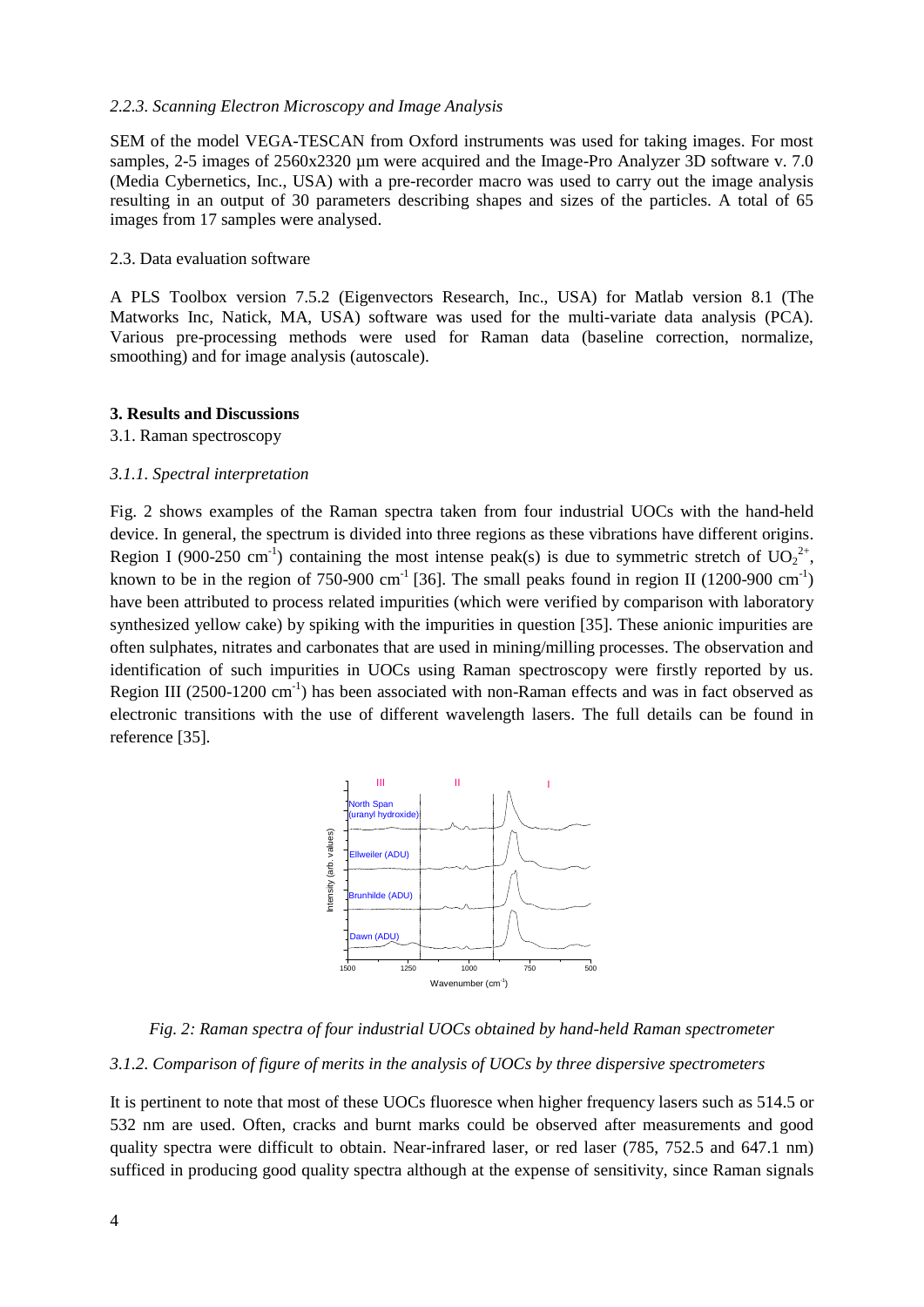*2.2.3. Scanning Electron Microscopy and Image Analysis*

SEM of the model VEGA-TESCAN from Oxford instruments was used for taking images. For most samples, 2-5 images of 2560x2320 µm were acquired and the Image-Pro Analyzer 3D software v. 7.0 (Media Cybernetics, Inc., USA) with a pre-recorder macro was used to carry out the image analysis resulting in an output of 30 parameters describing shapes and sizes of the particles. A total of 65 images from 17 samples were analysed.

2.3. Data evaluation software

A PLS Toolbox version 7.5.2 (Eigenvectors Research, Inc., USA) for Matlab version 8.1 (The Matworks Inc, Natick, MA, USA) software was used for the multi-variate data analysis (PCA). Various pre-processing methods were used for Raman data (baseline correction, normalize, smoothing) and for image analysis (autoscale).

## 3. Results and Discussions

3.1. Raman spectroscopy

*3.1.1. Spectral interpretation*

Fig. 2 shows examples of the Raman spectra taken from four industrial UOCs with the hand-held device. In general, the spectrum is divided into three regions as these vibrations have different origins. Region I (900-250 $cm^{-1}$) containing the most intense peak(s) is due to symmetric stretch of $UO_2^{2+}$, known to be in the region of 750-900 $cm^{-1}$ [36]. The small peaks found in region II (1200-900 $cm^{-1}$) have been attributed to process related impurities (which were verified by comparison with laboratory synthesized yellow cake) by spiking with the impurities in question [35]. These anionic impurities are often sulphates, nitrates and carbonates that are used in mining/milling processes. The observation and identification of such impurities in UOCs using Raman spectroscopy were firstly reported by us. Region III (2500-1200 $cm^{-1}$) has been associated with non-Raman effects and was in fact observed as electronic transitions with the use of different wavelength lasers. The full details can be found in reference [35].

*Fig. 2: Raman spectra of four industrial UOCs obtained by hand-held Raman spectrometer*

*3.1.2. Comparison of figure of merits in the analysis of UOCs by three dispersive spectrometers*

It is pertinent to note that most of these UOCs fluoresce when higher frequency lasers such as 514.5 or 532 nm are used. Often, cracks and burnt marks could be observed after measurements and good quality spectra were difficult to obtain. Near-infrared laser, or red laser (785, 752.5 and 647.1 nm) sufficed in producing good quality spectra although at the expense of sensitivity, since Raman signals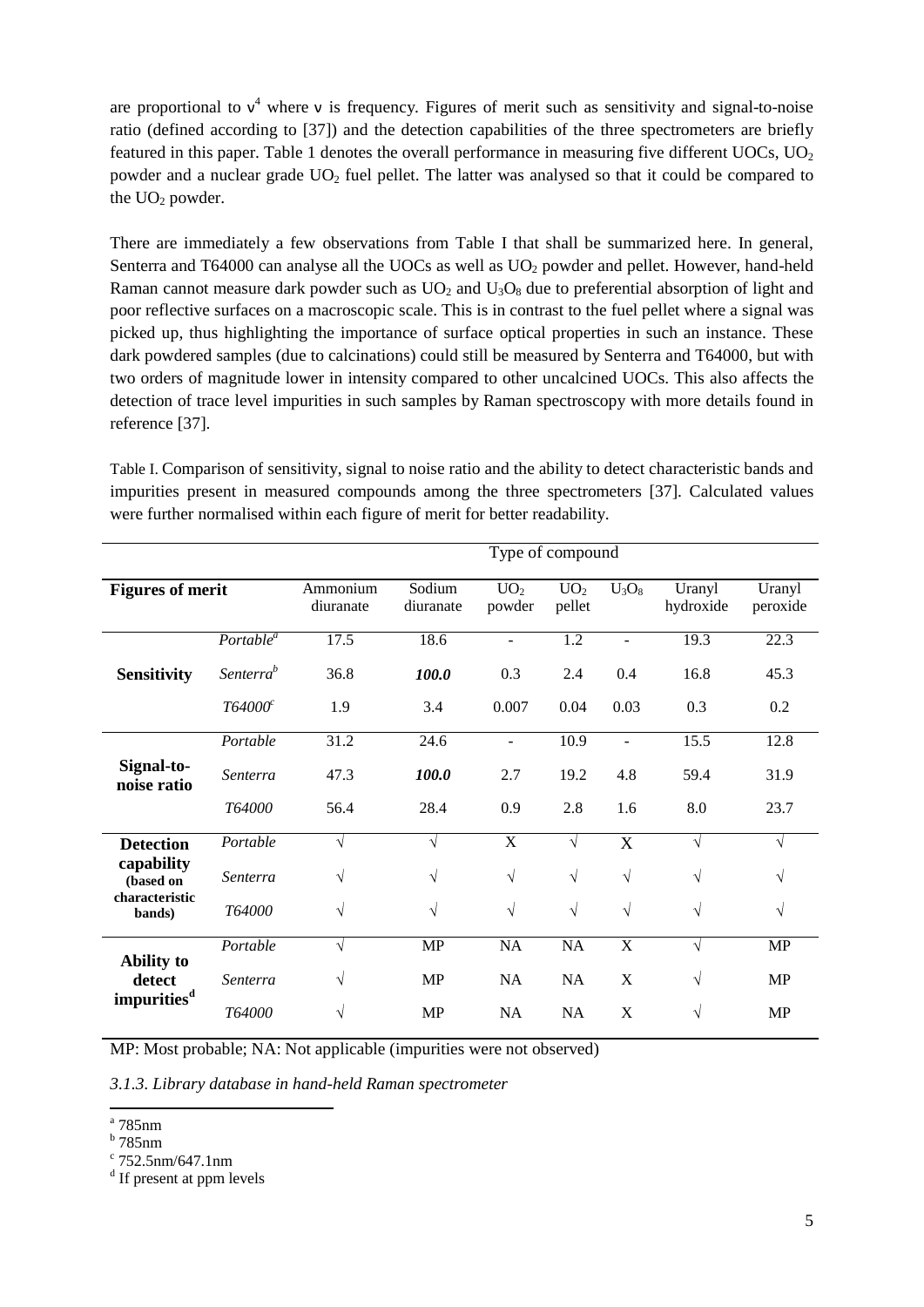are proportional to $\nu^4$ where $\nu$ is frequency. Figures of merit such as sensitivity and signal-to-noise ratio (defined according to [37]) and the detection capabilities of the three spectrometers are briefly featured in this paper. Table 1 denotes the overall performance in measuring five different UOCs, $UO_2$ powder and a nuclear grade $UO_2$ fuel pellet. The latter was analysed so that it could be compared to the $UO_2$ powder.

There are immediately a few observations from Table I that shall be summarized here. In general, Senterra and T64000 can analyse all the UOCs as well as $UO_2$ powder and pellet. However, hand-held Raman cannot measure dark powder such as $UO_2$ and $U_3O_8$ due to preferential absorption of light and poor reflective surfaces on a macroscopic scale. This is in contrast to the fuel pellet where a signal was picked up, thus highlighting the importance of surface optical properties in such an instance. These dark powdered samples (due to calcinations) could still be measured by Senterra and T64000, but with two orders of magnitude lower in intensity compared to other uncalcined UOCs. This also affects the detection of trace level impurities in such samples by Raman spectroscopy with more details found in reference [37].

Table I. Comparison of sensitivity, signal to noise ratio and the ability to detect characteristic bands and impurities present in measured compounds among the three spectrometers [37]. Calculated values were further normalised within each figure of merit for better readability.

| Figures of merit | | Ammonium diuranate | Sodium diuranate | $UO_2$ powder | $UO_2$ pellet | $U_3O_8$ | Uranyl hydroxide | Uranyl peroxide |
|---|---|---|---|---|---|---|---|---|
| | | Type of compound | | | | | | |
| **Sensitivity** | *Portable*[a] | 17.5 | 18.6 | - | 1.2 | - | 19.3 | 22.3 |
| | *Senterra*[b] | 36.8 | ***100.0*** | 0.3 | 2.4 | 0.4 | 16.8 | 45.3 |
| | *T64000*[c] | 1.9 | 3.4 | 0.007 | 0.04 | 0.03 | 0.3 | 0.2 |
| **Signal-to-noise ratio** | *Portable* | 31.2 | 24.6 | - | 10.9 | - | 15.5 | 12.8 |
| | *Senterra* | 47.3 | ***100.0*** | 2.7 | 19.2 | 4.8 | 59.4 | 31.9 |
| | *T64000* | 56.4 | 28.4 | 0.9 | 2.8 | 1.6 | 8.0 | 23.7 |
| **Detection capability (based on characteristic bands)** | *Portable* | √ | √ | X | √ | X | √ | √ |
| | *Senterra* | √ | √ | √ | √ | √ | √ | √ |
| | *T64000* | √ | √ | √ | √ | √ | √ | √ |
| **Ability to detect impurities**[d] | *Portable* | √ | MP | NA | NA | X | √ | MP |
| | *Senterra* | √ | MP | NA | NA | X | √ | MP |
| | *T64000* | √ | MP | NA | NA | X | √ | MP |

MP: Most probable; NA: Not applicable (impurities were not observed)

*3.1.3. Library database in hand-held Raman spectrometer*

[a] 785nm
[b] 785nm
[c] 752.5nm/647.1nm
[d] If present at ppm levels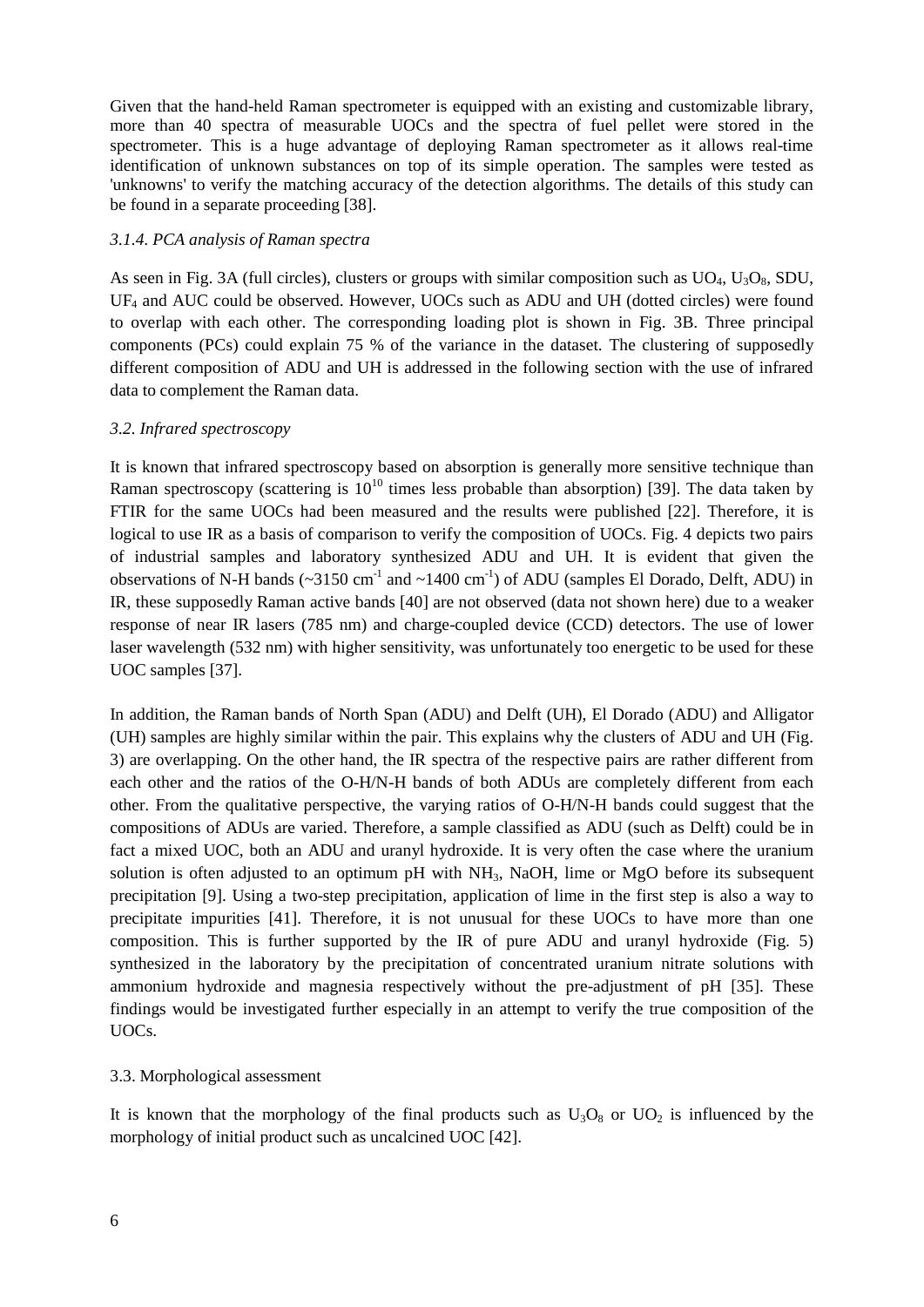Given that the hand-held Raman spectrometer is equipped with an existing and customizable library, more than 40 spectra of measurable UOCs and the spectra of fuel pellet were stored in the spectrometer. This is a huge advantage of deploying Raman spectrometer as it allows real-time identification of unknown substances on top of its simple operation. The samples were tested as 'unknowns' to verify the matching accuracy of the detection algorithms. The details of this study can be found in a separate proceeding [38].

### *3.1.4. PCA analysis of Raman spectra*

As seen in Fig. 3A (full circles), clusters or groups with similar composition such as $UO_4$, $U_3O_8$, SDU, $UF_4$ and AUC could be observed. However, UOCs such as ADU and UH (dotted circles) were found to overlap with each other. The corresponding loading plot is shown in Fig. 3B. Three principal components (PCs) could explain 75 % of the variance in the dataset. The clustering of supposedly different composition of ADU and UH is addressed in the following section with the use of infrared data to complement the Raman data.

### *3.2. Infrared spectroscopy*

It is known that infrared spectroscopy based on absorption is generally more sensitive technique than Raman spectroscopy (scattering is $10^{10}$ times less probable than absorption) [39]. The data taken by FTIR for the same UOCs had been measured and the results were published [22]. Therefore, it is logical to use IR as a basis of comparison to verify the composition of UOCs. Fig. 4 depicts two pairs of industrial samples and laboratory synthesized ADU and UH. It is evident that given the observations of N-H bands (~3150 $cm^{-1}$ and ~1400 $cm^{-1}$) of ADU (samples El Dorado, Delft, ADU) in IR, these supposedly Raman active bands [40] are not observed (data not shown here) due to a weaker response of near IR lasers (785 nm) and charge-coupled device (CCD) detectors. The use of lower laser wavelength (532 nm) with higher sensitivity, was unfortunately too energetic to be used for these UOC samples [37].

In addition, the Raman bands of North Span (ADU) and Delft (UH), El Dorado (ADU) and Alligator (UH) samples are highly similar within the pair. This explains why the clusters of ADU and UH (Fig. 3) are overlapping. On the other hand, the IR spectra of the respective pairs are rather different from each other and the ratios of the O-H/N-H bands of both ADUs are completely different from each other. From the qualitative perspective, the varying ratios of O-H/N-H bands could suggest that the compositions of ADUs are varied. Therefore, a sample classified as ADU (such as Delft) could be in fact a mixed UOC, both an ADU and uranyl hydroxide. It is very often the case where the uranium solution is often adjusted to an optimum pH with $NH_3$, NaOH, lime or MgO before its subsequent precipitation [9]. Using a two-step precipitation, application of lime in the first step is also a way to precipitate impurities [41]. Therefore, it is not unusual for these UOCs to have more than one composition. This is further supported by the IR of pure ADU and uranyl hydroxide (Fig. 5) synthesized in the laboratory by the precipitation of concentrated uranium nitrate solutions with ammonium hydroxide and magnesia respectively without the pre-adjustment of pH [35]. These findings would be investigated further especially in an attempt to verify the true composition of the UOCs.

### 3.3. Morphological assessment

It is known that the morphology of the final products such as $U_3O_8$ or $UO_2$ is influenced by the morphology of initial product such as uncalcined UOC [42].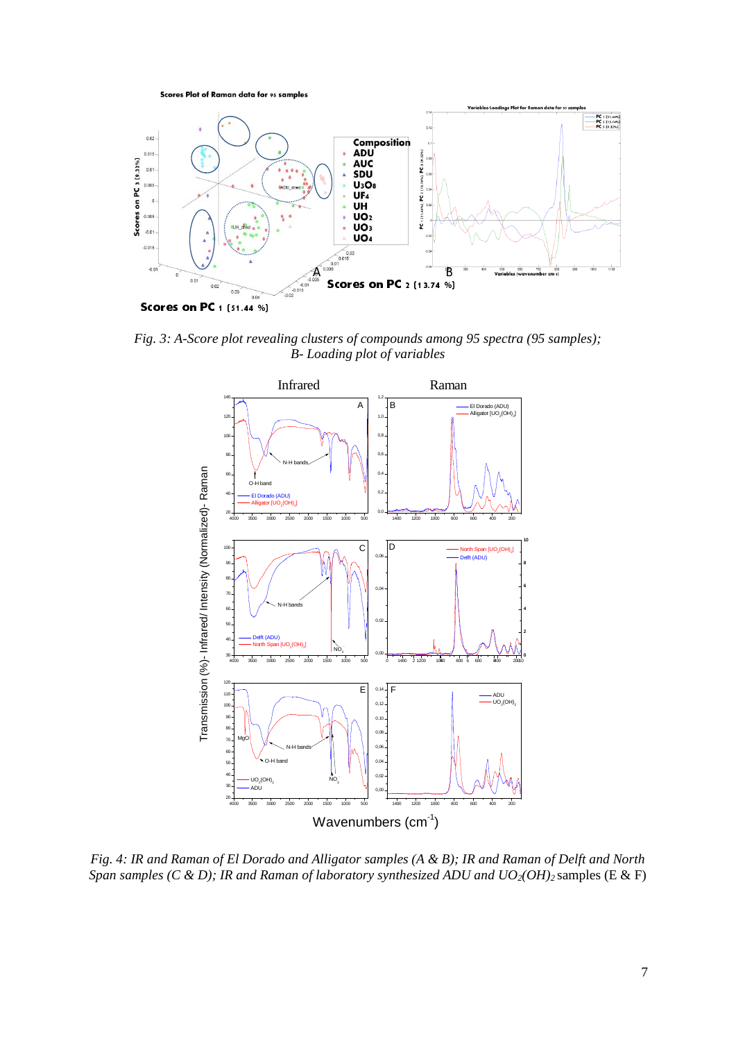*Fig. 3: A-Score plot revealing clusters of compounds among 95 spectra (95 samples); B- Loading plot of variables*

*Fig. 4: IR and Raman of El Dorado and Alligator samples (A & B); IR and Raman of Delft and North Span samples (C & D); IR and Raman of laboratory synthesized ADU and $UO_2(OH)_2$ samples (E & F)*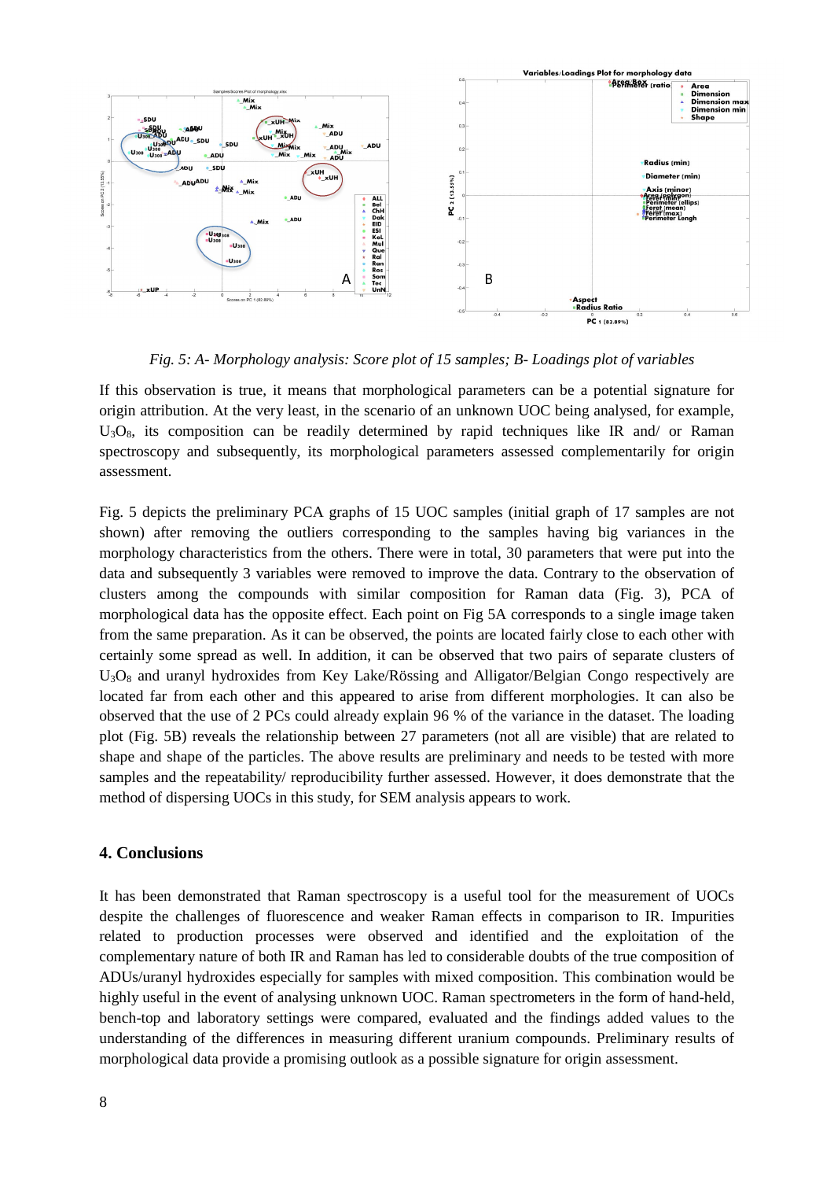*Fig. 5: A- Morphology analysis: Score plot of 15 samples; B- Loadings plot of variables*

If this observation is true, it means that morphological parameters can be a potential signature for origin attribution. At the very least, in the scenario of an unknown UOC being analysed, for example, $U_3O_8$, its composition can be readily determined by rapid techniques like IR and/ or Raman spectroscopy and subsequently, its morphological parameters assessed complementarily for origin assessment.

Fig. 5 depicts the preliminary PCA graphs of 15 UOC samples (initial graph of 17 samples are not shown) after removing the outliers corresponding to the samples having big variances in the morphology characteristics from the others. There were in total, 30 parameters that were put into the data and subsequently 3 variables were removed to improve the data. Contrary to the observation of clusters among the compounds with similar composition for Raman data (Fig. 3), PCA of morphological data has the opposite effect. Each point on Fig 5A corresponds to a single image taken from the same preparation. As it can be observed, the points are located fairly close to each other with certainly some spread as well. In addition, it can be observed that two pairs of separate clusters of $U_3O_8$ and uranyl hydroxides from Key Lake/Rössing and Alligator/Belgian Congo respectively are located far from each other and this appeared to arise from different morphologies. It can also be observed that the use of 2 PCs could already explain 96 % of the variance in the dataset. The loading plot (Fig. 5B) reveals the relationship between 27 parameters (not all are visible) that are related to shape and shape of the particles. The above results are preliminary and needs to be tested with more samples and the repeatability/ reproducibility further assessed. However, it does demonstrate that the method of dispersing UOCs in this study, for SEM analysis appears to work.

## 4. Conclusions

It has been demonstrated that Raman spectroscopy is a useful tool for the measurement of UOCs despite the challenges of fluorescence and weaker Raman effects in comparison to IR. Impurities related to production processes were observed and identified and the exploitation of the complementary nature of both IR and Raman has led to considerable doubts of the true composition of ADUs/uranyl hydroxides especially for samples with mixed composition. This combination would be highly useful in the event of analysing unknown UOC. Raman spectrometers in the form of hand-held, bench-top and laboratory settings were compared, evaluated and the findings added values to the understanding of the differences in measuring different uranium compounds. Preliminary results of morphological data provide a promising outlook as a possible signature for origin assessment.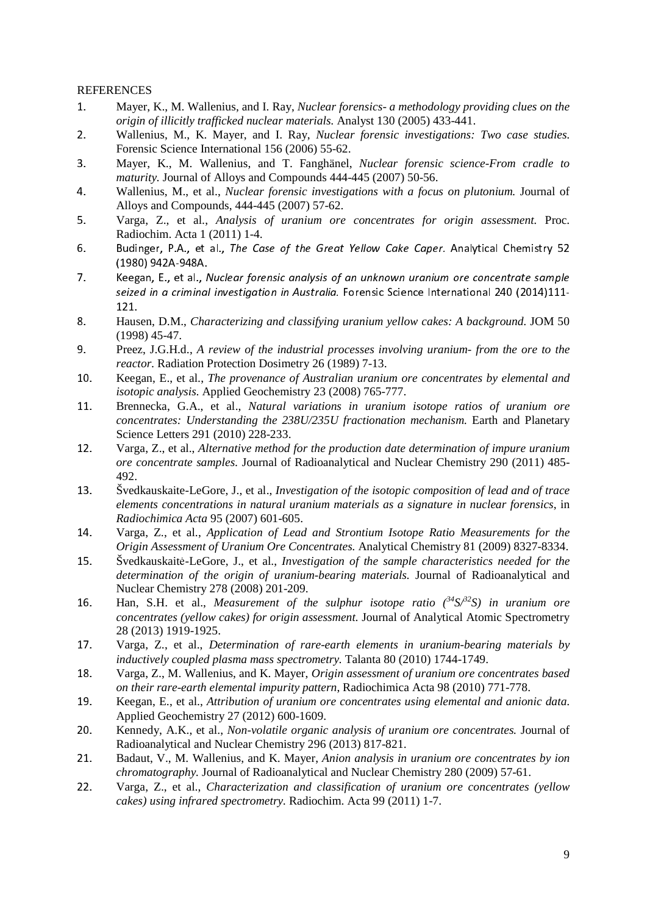REFERENCES

1. Mayer, K., M. Wallenius, and I. Ray, *Nuclear forensics- a methodology providing clues on the origin of illicitly trafficked nuclear materials.* Analyst 130 (2005) 433-441.
2. Wallenius, M., K. Mayer, and I. Ray, *Nuclear forensic investigations: Two case studies.* Forensic Science International 156 (2006) 55-62.
3. Mayer, K., M. Wallenius, and T. Fanghänel, *Nuclear forensic science-From cradle to maturity.* Journal of Alloys and Compounds 444-445 (2007) 50-56.
4. Wallenius, M., et al., *Nuclear forensic investigations with a focus on plutonium.* Journal of Alloys and Compounds, 444-445 (2007) 57-62.
5. Varga, Z., et al., *Analysis of uranium ore concentrates for origin assessment.* Proc. Radiochim. Acta 1 (2011) 1-4.
6. Budinger, P.A., et al., *The Case of the Great Yellow Cake Caper.* Analytical Chemistry 52 (1980) 942A-948A.
7. Keegan, E., et al., *Nuclear forensic analysis of an unknown uranium ore concentrate sample seized in a criminal investigation in Australia.* Forensic Science International 240 (2014)111-121.
8. Hausen, D.M., *Characterizing and classifying uranium yellow cakes: A background.* JOM 50 (1998) 45-47.
9. Preez, J.G.H.d., *A review of the industrial processes involving uranium- from the ore to the reactor.* Radiation Protection Dosimetry 26 (1989) 7-13.
10. Keegan, E., et al., *The provenance of Australian uranium ore concentrates by elemental and isotopic analysis.* Applied Geochemistry 23 (2008) 765-777.
11. Brennecka, G.A., et al., *Natural variations in uranium isotope ratios of uranium ore concentrates: Understanding the 238U/235U fractionation mechanism.* Earth and Planetary Science Letters 291 (2010) 228-233.
12. Varga, Z., et al., *Alternative method for the production date determination of impure uranium ore concentrate samples.* Journal of Radioanalytical and Nuclear Chemistry 290 (2011) 485-492.
13. Švedkauskaite-LeGore, J., et al., *Investigation of the isotopic composition of lead and of trace elements concentrations in natural uranium materials as a signature in nuclear forensics*, in *Radiochimica Acta* 95 (2007) 601-605.
14. Varga, Z., et al., *Application of Lead and Strontium Isotope Ratio Measurements for the Origin Assessment of Uranium Ore Concentrates.* Analytical Chemistry 81 (2009) 8327-8334.
15. Švedkauskaitė-LeGore, J., et al., *Investigation of the sample characteristics needed for the determination of the origin of uranium-bearing materials.* Journal of Radioanalytical and Nuclear Chemistry 278 (2008) 201-209.
16. Han, S.H. et al., *Measurement of the sulphur isotope ratio ($^{34}S/^{32}S$) in uranium ore concentrates (yellow cakes) for origin assessment.* Journal of Analytical Atomic Spectrometry 28 (2013) 1919-1925.
17. Varga, Z., et al., *Determination of rare-earth elements in uranium-bearing materials by inductively coupled plasma mass spectrometry.* Talanta 80 (2010) 1744-1749.
18. Varga, Z., M. Wallenius, and K. Mayer, *Origin assessment of uranium ore concentrates based on their rare-earth elemental impurity pattern,* Radiochimica Acta 98 (2010) 771-778.
19. Keegan, E., et al., *Attribution of uranium ore concentrates using elemental and anionic data.* Applied Geochemistry 27 (2012) 600-1609.
20. Kennedy, A.K., et al., *Non-volatile organic analysis of uranium ore concentrates.* Journal of Radioanalytical and Nuclear Chemistry 296 (2013) 817-821.
21. Badaut, V., M. Wallenius, and K. Mayer, *Anion analysis in uranium ore concentrates by ion chromatography.* Journal of Radioanalytical and Nuclear Chemistry 280 (2009) 57-61.
22. Varga, Z., et al., *Characterization and classification of uranium ore concentrates (yellow cakes) using infrared spectrometry.* Radiochim. Acta 99 (2011) 1-7.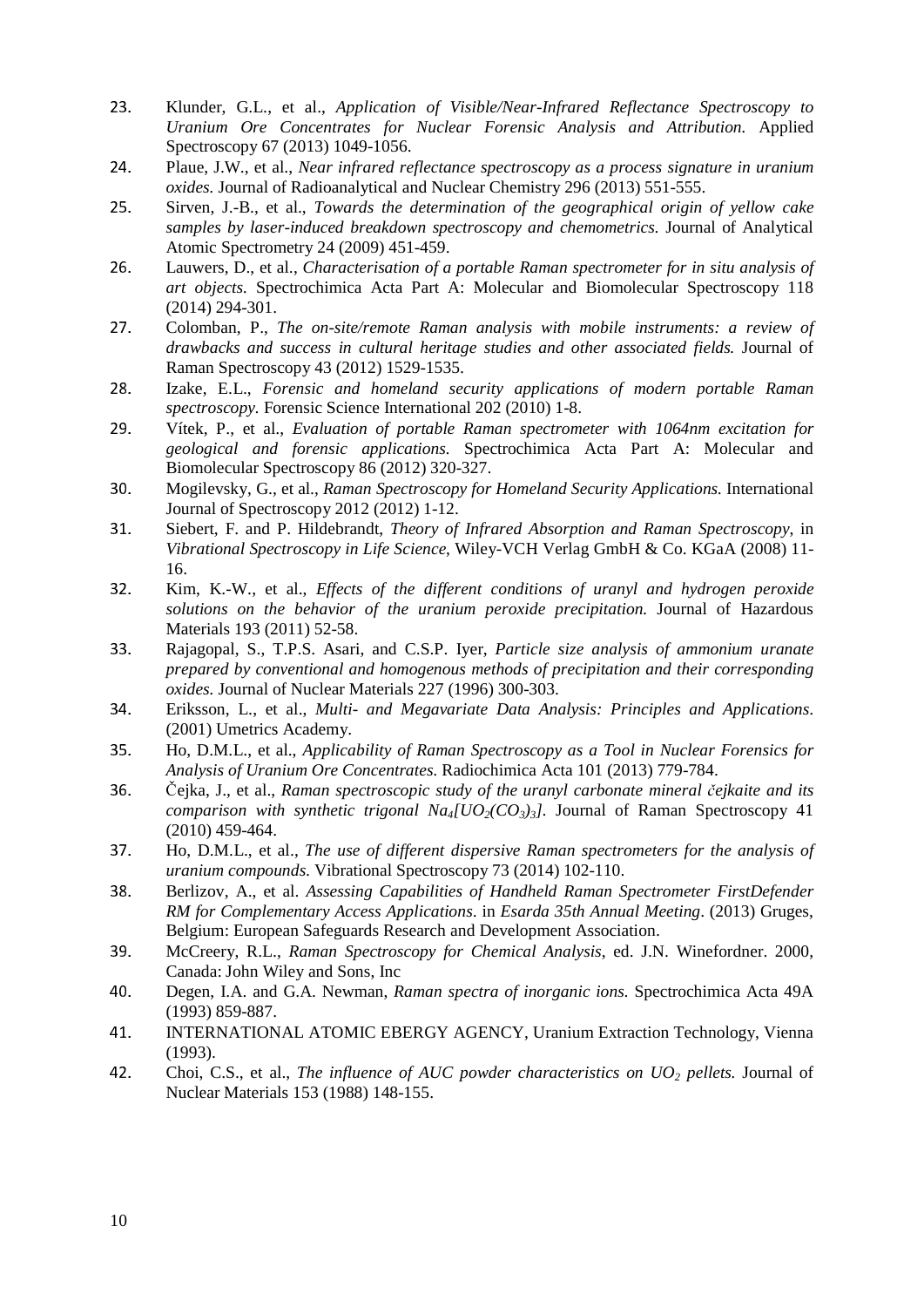23. Klunder, G.L., et al., *Application of Visible/Near-Infrared Reflectance Spectroscopy to Uranium Ore Concentrates for Nuclear Forensic Analysis and Attribution.* Applied Spectroscopy 67 (2013) 1049-1056.
24. Plaue, J.W., et al., *Near infrared reflectance spectroscopy as a process signature in uranium oxides.* Journal of Radioanalytical and Nuclear Chemistry 296 (2013) 551-555.
25. Sirven, J.-B., et al., *Towards the determination of the geographical origin of yellow cake samples by laser-induced breakdown spectroscopy and chemometrics.* Journal of Analytical Atomic Spectrometry 24 (2009) 451-459.
26. Lauwers, D., et al., *Characterisation of a portable Raman spectrometer for in situ analysis of art objects.* Spectrochimica Acta Part A: Molecular and Biomolecular Spectroscopy 118 (2014) 294-301.
27. Colomban, P., *The on-site/remote Raman analysis with mobile instruments: a review of drawbacks and success in cultural heritage studies and other associated fields.* Journal of Raman Spectroscopy 43 (2012) 1529-1535.
28. Izake, E.L., *Forensic and homeland security applications of modern portable Raman spectroscopy.* Forensic Science International 202 (2010) 1-8.
29. Vítek, P., et al., *Evaluation of portable Raman spectrometer with 1064nm excitation for geological and forensic applications.* Spectrochimica Acta Part A: Molecular and Biomolecular Spectroscopy 86 (2012) 320-327.
30. Mogilevsky, G., et al., *Raman Spectroscopy for Homeland Security Applications.* International Journal of Spectroscopy 2012 (2012) 1-12.
31. Siebert, F. and P. Hildebrandt, *Theory of Infrared Absorption and Raman Spectroscopy*, in *Vibrational Spectroscopy in Life Science*, Wiley-VCH Verlag GmbH & Co. KGaA (2008) 11-16.
32. Kim, K.-W., et al., *Effects of the different conditions of uranyl and hydrogen peroxide solutions on the behavior of the uranium peroxide precipitation.* Journal of Hazardous Materials 193 (2011) 52-58.
33. Rajagopal, S., T.P.S. Asari, and C.S.P. Iyer, *Particle size analysis of ammonium uranate prepared by conventional and homogenous methods of precipitation and their corresponding oxides.* Journal of Nuclear Materials 227 (1996) 300-303.
34. Eriksson, L., et al., *Multi- and Megavariate Data Analysis: Principles and Applications*. (2001) Umetrics Academy.
35. Ho, D.M.L., et al., *Applicability of Raman Spectroscopy as a Tool in Nuclear Forensics for Analysis of Uranium Ore Concentrates.* Radiochimica Acta 101 (2013) 779-784.
36. Čejka, J., et al., *Raman spectroscopic study of the uranyl carbonate mineral čejkaite and its comparison with synthetic trigonal $Na_4[UO_2(CO_3)_3]$.* Journal of Raman Spectroscopy 41 (2010) 459-464.
37. Ho, D.M.L., et al., *The use of different dispersive Raman spectrometers for the analysis of uranium compounds.* Vibrational Spectroscopy 73 (2014) 102-110.
38. Berlizov, A., et al. *Assessing Capabilities of Handheld Raman Spectrometer FirstDefender RM for Complementary Access Applications*. in *Esarda 35th Annual Meeting*. (2013) Gruges, Belgium: European Safeguards Research and Development Association.
39. McCreery, R.L., *Raman Spectroscopy for Chemical Analysis*, ed. J.N. Winefordner. 2000, Canada: John Wiley and Sons, Inc
40. Degen, I.A. and G.A. Newman, *Raman spectra of inorganic ions.* Spectrochimica Acta 49A (1993) 859-887.
41. INTERNATIONAL ATOMIC EBERGY AGENCY, Uranium Extraction Technology, Vienna (1993).
42. Choi, C.S., et al., *The influence of AUC powder characteristics on $UO_2$ pellets.* Journal of Nuclear Materials 153 (1988) 148-155.